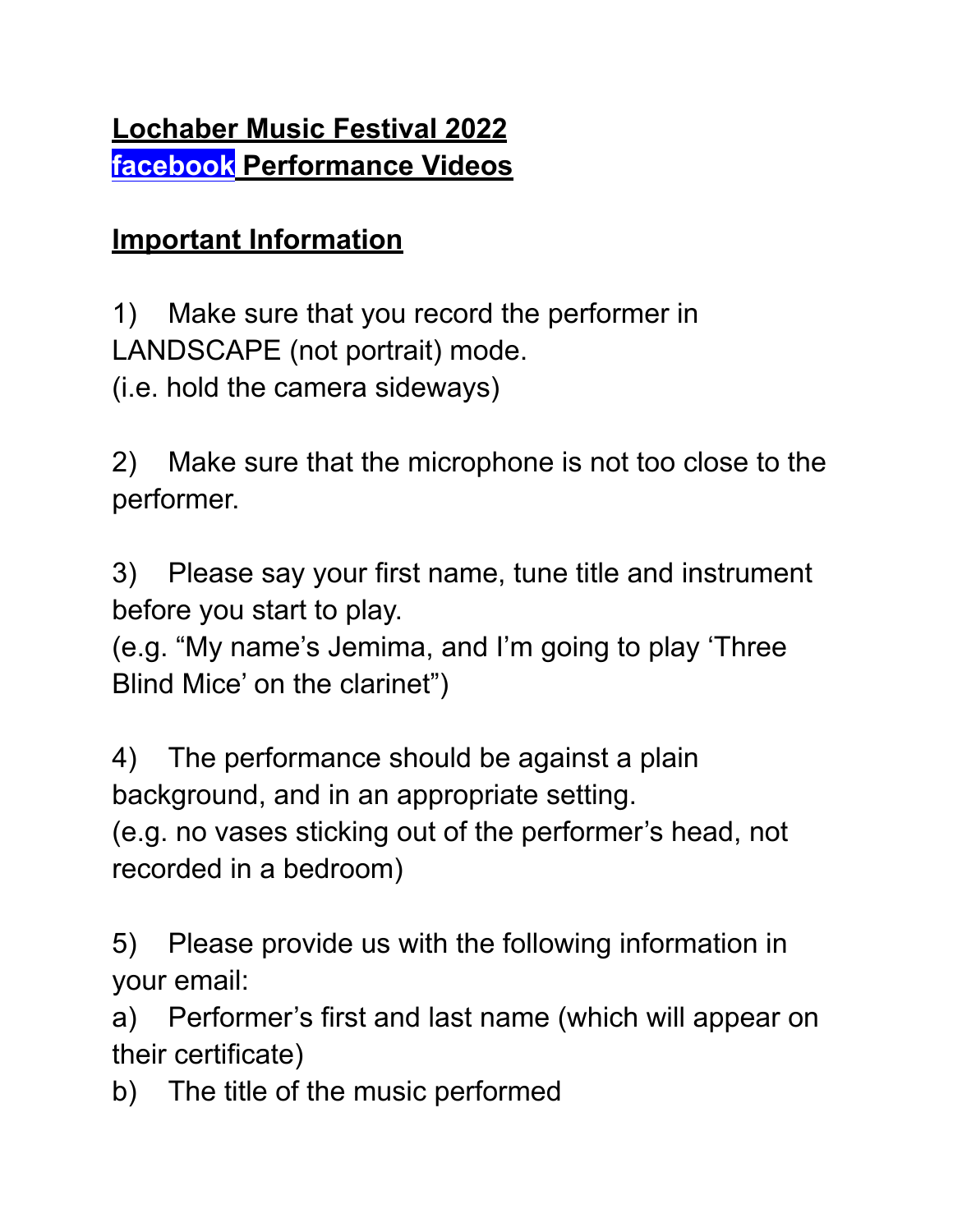# Lochaber Music Festival 2022

## facebook Performance Videos

## Important Information

1) Make sure that you record the performer in LANDSCAPE (not portrait) mode.
(i.e. hold the camera sideways)

2) Make sure that the microphone is not too close to the performer.

3) Please say your first name, tune title and instrument before you start to play.
(e.g. “My name’s Jemima, and I’m going to play ‘Three Blind Mice’ on the clarinet”)

4) The performance should be against a plain background, and in an appropriate setting.
(e.g. no vases sticking out of the performer’s head, not recorded in a bedroom)

5) Please provide us with the following information in your email:

a) Performer’s first and last name (which will appear on their certificate)

b) The title of the music performed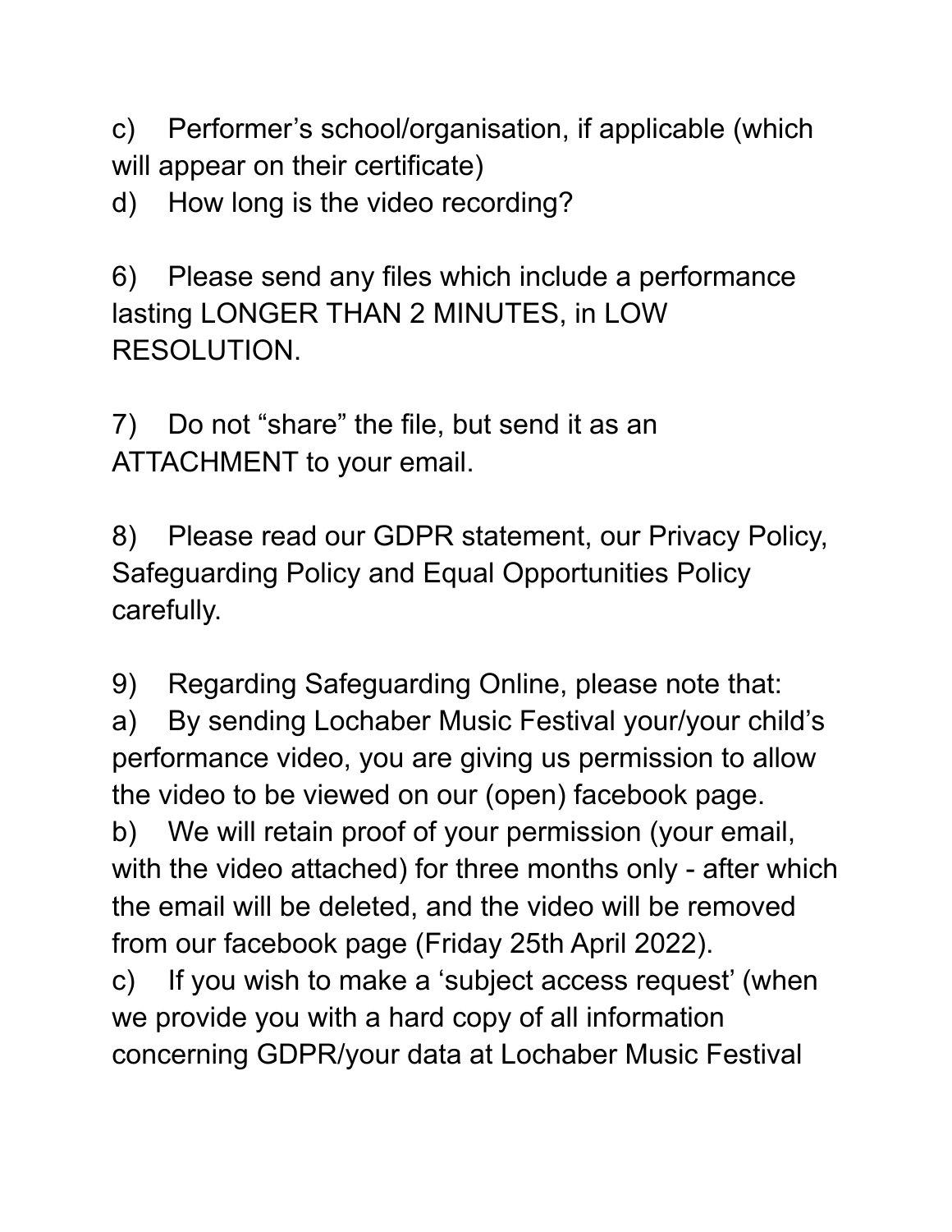c) Performer's school/organisation, if applicable (which will appear on their certificate)
d) How long is the video recording?

6) Please send any files which include a performance lasting LONGER THAN 2 MINUTES, in LOW RESOLUTION.

7) Do not "share" the file, but send it as an ATTACHMENT to your email.

8) Please read our GDPR statement, our Privacy Policy, Safeguarding Policy and Equal Opportunities Policy carefully.

9) Regarding Safeguarding Online, please note that:
a) By sending Lochaber Music Festival your/your child's performance video, you are giving us permission to allow the video to be viewed on our (open) facebook page.
b) We will retain proof of your permission (your email, with the video attached) for three months only - after which the email will be deleted, and the video will be removed from our facebook page (Friday 25th April 2022).
c) If you wish to make a 'subject access request' (when we provide you with a hard copy of all information concerning GDPR/your data at Lochaber Music Festival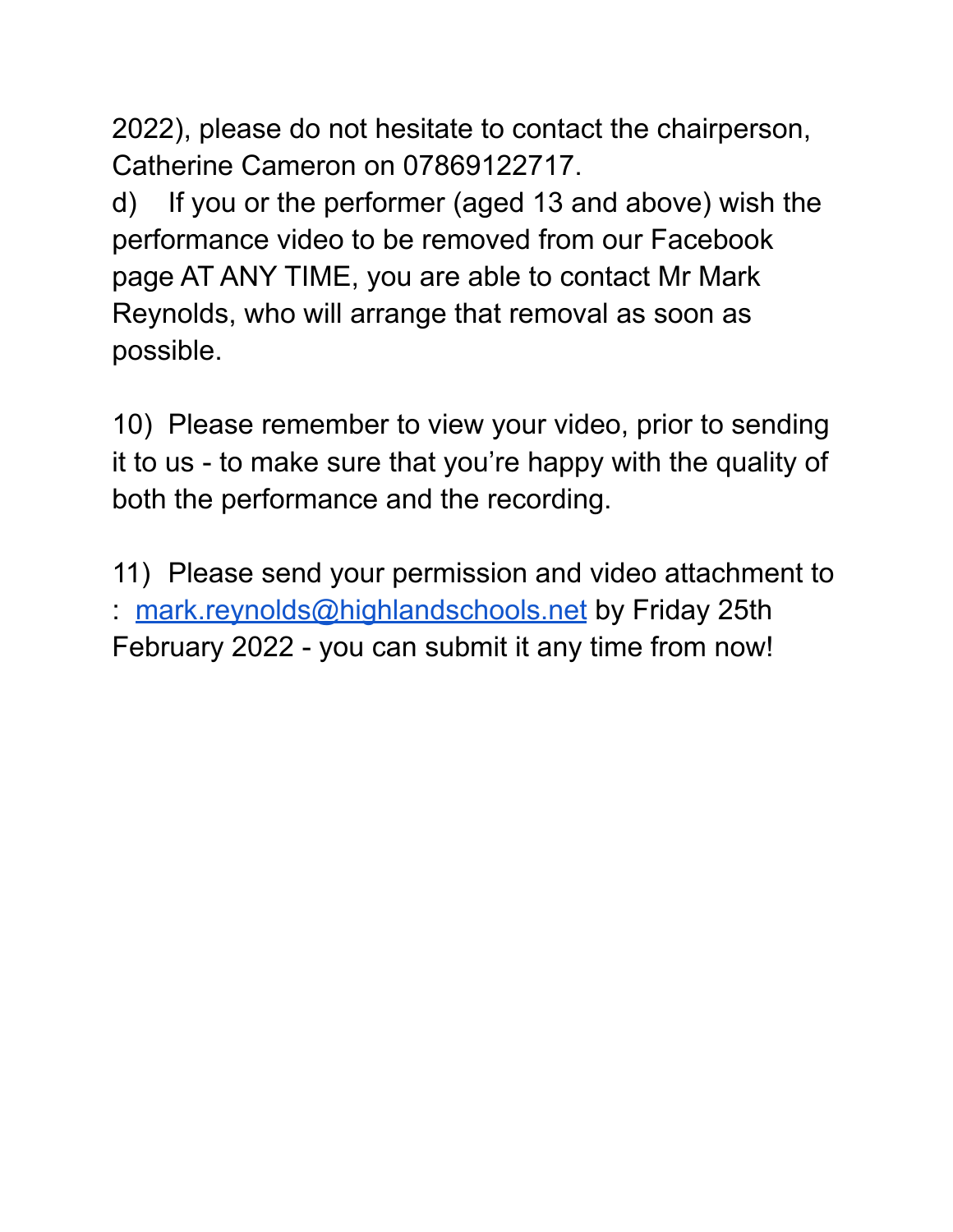2022), please do not hesitate to contact the chairperson, Catherine Cameron on 07869122717.

d) If you or the performer (aged 13 and above) wish the performance video to be removed from our Facebook page AT ANY TIME, you are able to contact Mr Mark Reynolds, who will arrange that removal as soon as possible.

10) Please remember to view your video, prior to sending it to us - to make sure that you're happy with the quality of both the performance and the recording.

11) Please send your permission and video attachment to : mark.reynolds@highlandschools.net by Friday 25th February 2022 - you can submit it any time from now!